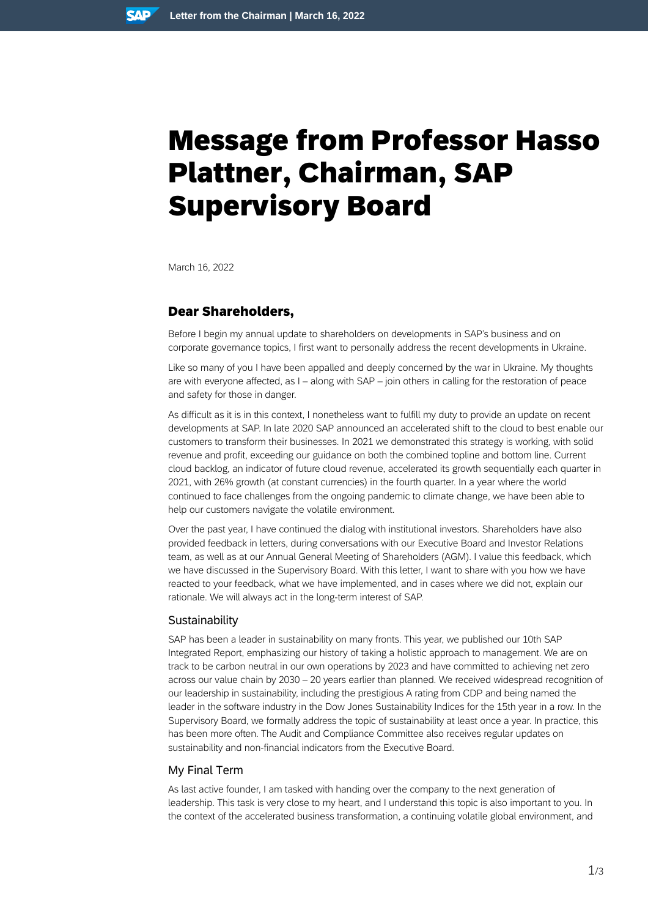# Message from Professor Hasso Plattner, Chairman, SAP Supervisory Board

March 16, 2022

## Dear Shareholders,

Before I begin my annual update to shareholders on developments in SAP's business and on corporate governance topics, I first want to personally address the recent developments in Ukraine.

Like so many of you I have been appalled and deeply concerned by the war in Ukraine. My thoughts are with everyone affected, as I – along with SAP – join others in calling for the restoration of peace and safety for those in danger.

As difficult as it is in this context, I nonetheless want to fulfill my duty to provide an update on recent developments at SAP. In late 2020 SAP announced an accelerated shift to the cloud to best enable our customers to transform their businesses. In 2021 we demonstrated this strategy is working, with solid revenue and profit, exceeding our guidance on both the combined topline and bottom line. Current cloud backlog, an indicator of future cloud revenue, accelerated its growth sequentially each quarter in 2021, with 26% growth (at constant currencies) in the fourth quarter. In a year where the world continued to face challenges from the ongoing pandemic to climate change, we have been able to help our customers navigate the volatile environment.

Over the past year, I have continued the dialog with institutional investors. Shareholders have also provided feedback in letters, during conversations with our Executive Board and Investor Relations team, as well as at our Annual General Meeting of Shareholders (AGM). I value this feedback, which we have discussed in the Supervisory Board. With this letter, I want to share with you how we have reacted to your feedback, what we have implemented, and in cases where we did not, explain our rationale. We will always act in the long-term interest of SAP.

### Sustainability

SAP has been a leader in sustainability on many fronts. This year, we published our 10th SAP Integrated Report, emphasizing our history of taking a holistic approach to management. We are on track to be carbon neutral in our own operations by 2023 and have committed to achieving net zero across our value chain by 2030 – 20 years earlier than planned. We received widespread recognition of our leadership in sustainability, including the prestigious A rating from CDP and being named the leader in the software industry in the Dow Jones Sustainability Indices for the 15th year in a row. In the Supervisory Board, we formally address the topic of sustainability at least once a year. In practice, this has been more often. The Audit and Compliance Committee also receives regular updates on sustainability and non-financial indicators from the Executive Board.

### My Final Term

As last active founder, I am tasked with handing over the company to the next generation of leadership. This task is very close to my heart, and I understand this topic is also important to you. In the context of the accelerated business transformation, a continuing volatile global environment, and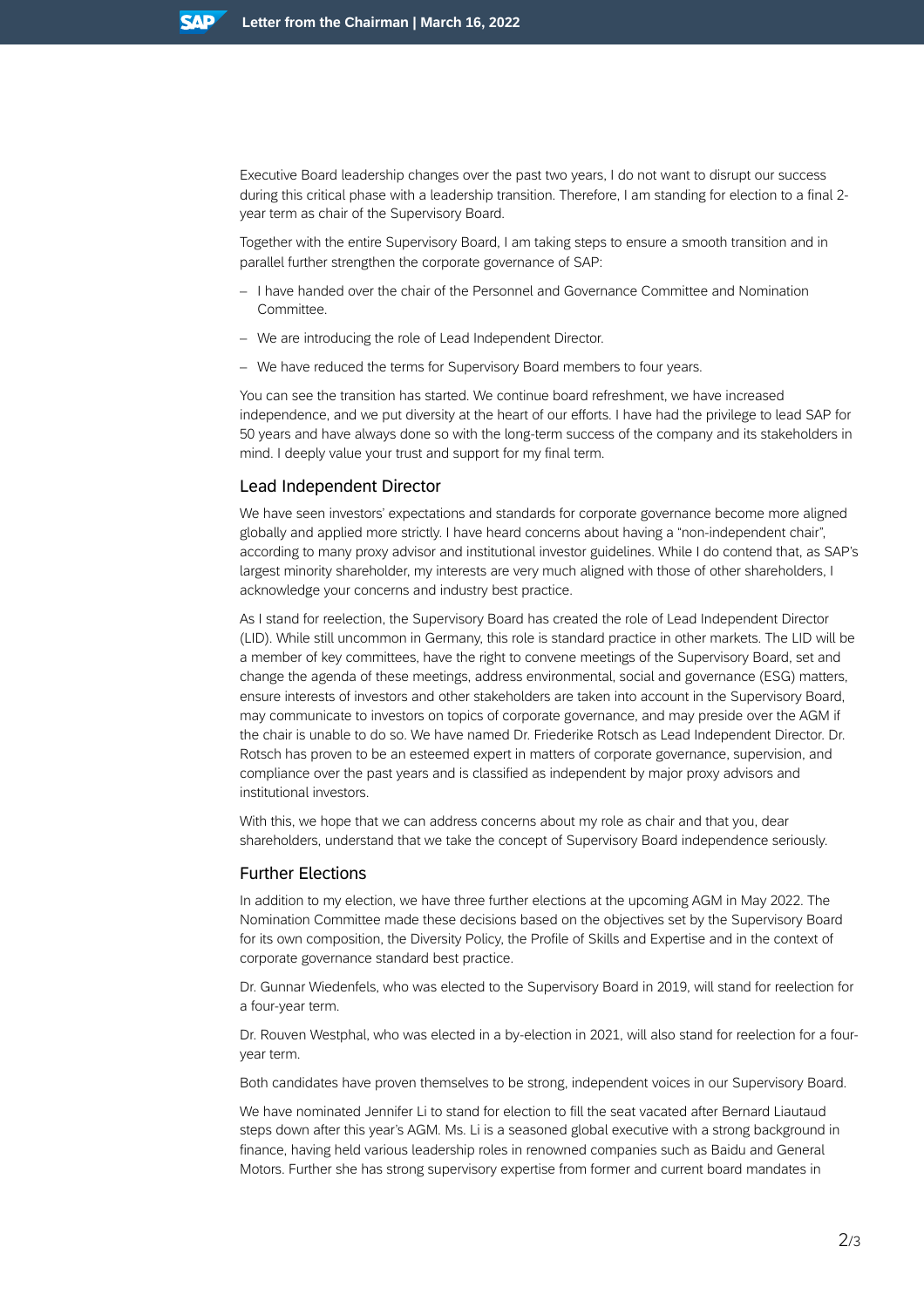Executive Board leadership changes over the past two years, I do not want to disrupt our success during this critical phase with a leadership transition. Therefore, I am standing for election to a final 2-year term as chair of the Supervisory Board.

Together with the entire Supervisory Board, I am taking steps to ensure a smooth transition and in parallel further strengthen the corporate governance of SAP:

- I have handed over the chair of the Personnel and Governance Committee and Nomination Committee.
- We are introducing the role of Lead Independent Director.
- We have reduced the terms for Supervisory Board members to four years.

You can see the transition has started. We continue board refreshment, we have increased independence, and we put diversity at the heart of our efforts. I have had the privilege to lead SAP for 50 years and have always done so with the long-term success of the company and its stakeholders in mind. I deeply value your trust and support for my final term.

## Lead Independent Director

We have seen investors' expectations and standards for corporate governance become more aligned globally and applied more strictly. I have heard concerns about having a "non-independent chair", according to many proxy advisor and institutional investor guidelines. While I do contend that, as SAP's largest minority shareholder, my interests are very much aligned with those of other shareholders, I acknowledge your concerns and industry best practice.

As I stand for reelection, the Supervisory Board has created the role of Lead Independent Director (LID). While still uncommon in Germany, this role is standard practice in other markets. The LID will be a member of key committees, have the right to convene meetings of the Supervisory Board, set and change the agenda of these meetings, address environmental, social and governance (ESG) matters, ensure interests of investors and other stakeholders are taken into account in the Supervisory Board, may communicate to investors on topics of corporate governance, and may preside over the AGM if the chair is unable to do so. We have named Dr. Friederike Rotsch as Lead Independent Director. Dr. Rotsch has proven to be an esteemed expert in matters of corporate governance, supervision, and compliance over the past years and is classified as independent by major proxy advisors and institutional investors.

With this, we hope that we can address concerns about my role as chair and that you, dear shareholders, understand that we take the concept of Supervisory Board independence seriously.

## Further Elections

In addition to my election, we have three further elections at the upcoming AGM in May 2022. The Nomination Committee made these decisions based on the objectives set by the Supervisory Board for its own composition, the Diversity Policy, the Profile of Skills and Expertise and in the context of corporate governance standard best practice.

Dr. Gunnar Wiedenfels, who was elected to the Supervisory Board in 2019, will stand for reelection for a four-year term.

Dr. Rouven Westphal, who was elected in a by-election in 2021, will also stand for reelection for a four-year term.

Both candidates have proven themselves to be strong, independent voices in our Supervisory Board.

We have nominated Jennifer Li to stand for election to fill the seat vacated after Bernard Liautaud steps down after this year's AGM. Ms. Li is a seasoned global executive with a strong background in finance, having held various leadership roles in renowned companies such as Baidu and General Motors. Further she has strong supervisory expertise from former and current board mandates in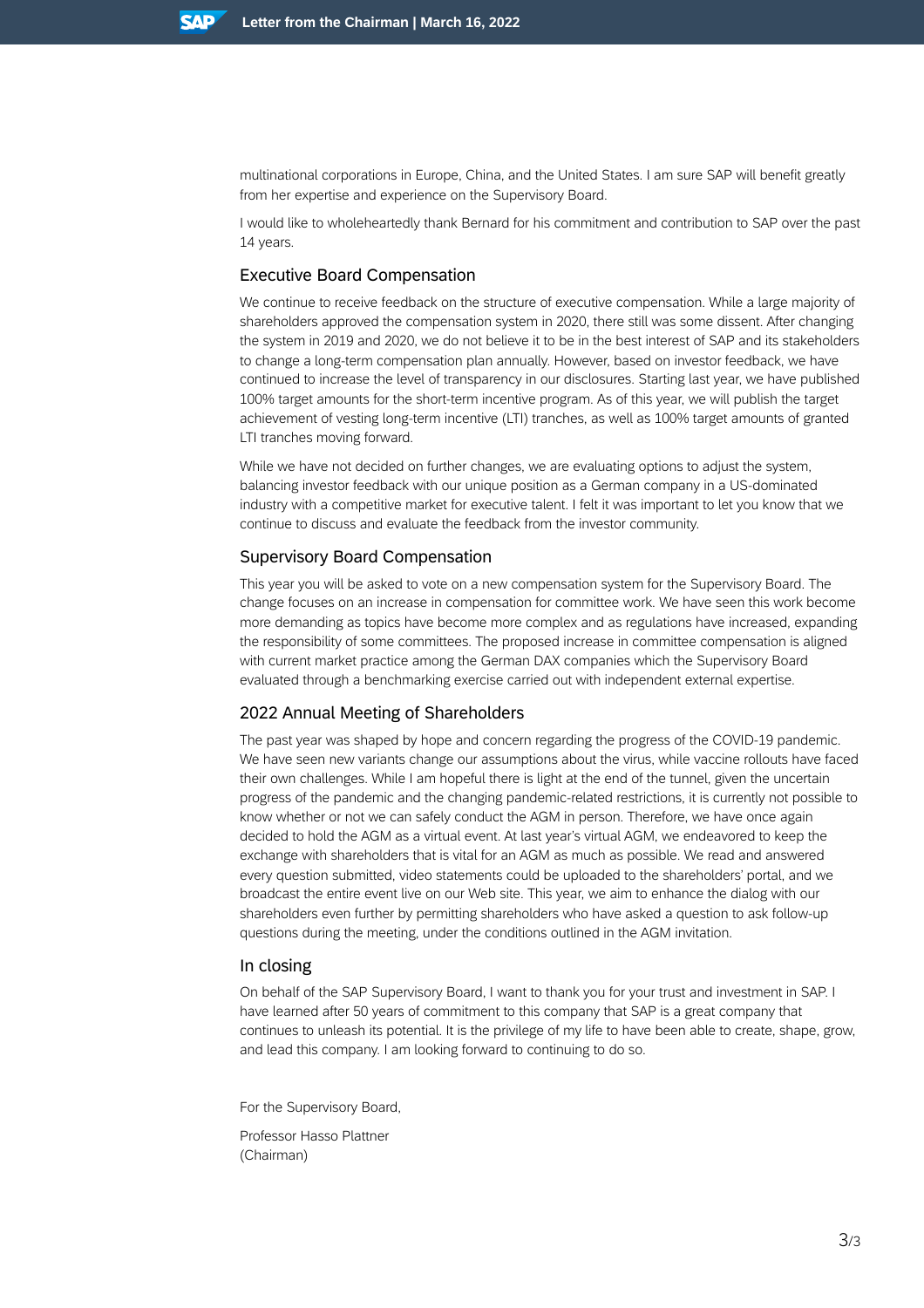multinational corporations in Europe, China, and the United States. I am sure SAP will benefit greatly from her expertise and experience on the Supervisory Board.

I would like to wholeheartedly thank Bernard for his commitment and contribution to SAP over the past 14 years.

## Executive Board Compensation

We continue to receive feedback on the structure of executive compensation. While a large majority of shareholders approved the compensation system in 2020, there still was some dissent. After changing the system in 2019 and 2020, we do not believe it to be in the best interest of SAP and its stakeholders to change a long-term compensation plan annually. However, based on investor feedback, we have continued to increase the level of transparency in our disclosures. Starting last year, we have published 100% target amounts for the short-term incentive program. As of this year, we will publish the target achievement of vesting long-term incentive (LTI) tranches, as well as 100% target amounts of granted LTI tranches moving forward.

While we have not decided on further changes, we are evaluating options to adjust the system, balancing investor feedback with our unique position as a German company in a US-dominated industry with a competitive market for executive talent. I felt it was important to let you know that we continue to discuss and evaluate the feedback from the investor community.

## Supervisory Board Compensation

This year you will be asked to vote on a new compensation system for the Supervisory Board. The change focuses on an increase in compensation for committee work. We have seen this work become more demanding as topics have become more complex and as regulations have increased, expanding the responsibility of some committees. The proposed increase in committee compensation is aligned with current market practice among the German DAX companies which the Supervisory Board evaluated through a benchmarking exercise carried out with independent external expertise.

## 2022 Annual Meeting of Shareholders

The past year was shaped by hope and concern regarding the progress of the COVID-19 pandemic. We have seen new variants change our assumptions about the virus, while vaccine rollouts have faced their own challenges. While I am hopeful there is light at the end of the tunnel, given the uncertain progress of the pandemic and the changing pandemic-related restrictions, it is currently not possible to know whether or not we can safely conduct the AGM in person. Therefore, we have once again decided to hold the AGM as a virtual event. At last year's virtual AGM, we endeavored to keep the exchange with shareholders that is vital for an AGM as much as possible. We read and answered every question submitted, video statements could be uploaded to the shareholders' portal, and we broadcast the entire event live on our Web site. This year, we aim to enhance the dialog with our shareholders even further by permitting shareholders who have asked a question to ask follow-up questions during the meeting, under the conditions outlined in the AGM invitation.

## In closing

On behalf of the SAP Supervisory Board, I want to thank you for your trust and investment in SAP. I have learned after 50 years of commitment to this company that SAP is a great company that continues to unleash its potential. It is the privilege of my life to have been able to create, shape, grow, and lead this company. I am looking forward to continuing to do so.

For the Supervisory Board,

Professor Hasso Plattner
(Chairman)